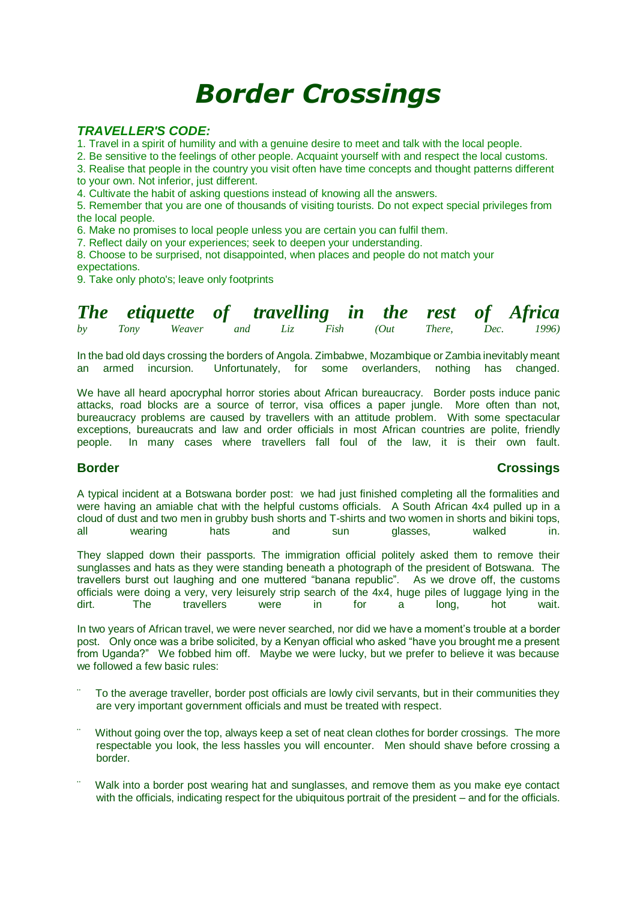# Border Crossings

### *TRAVELLER'S CODE:*

1. Travel in a spirit of humility and with a genuine desire to meet and talk with the local people.
2. Be sensitive to the feelings of other people. Acquaint yourself with and respect the local customs.
3. Realise that people in the country you visit often have time concepts and thought patterns different to your own. Not inferior, just different.
4. Cultivate the habit of asking questions instead of knowing all the answers.
5. Remember that you are one of thousands of visiting tourists. Do not expect special privileges from the local people.
6. Make no promises to local people unless you are certain you can fulfil them.
7. Reflect daily on your experiences; seek to deepen your understanding.
8. Choose to be surprised, not disappointed, when places and people do not match your expectations.
9. Take only photo's; leave only footprints

## *The etiquette of travelling in the rest of Africa*

*by Tony Weaver and Liz Fish (Out There, Dec. 1996)*

In the bad old days crossing the borders of Angola. Zimbabwe, Mozambique or Zambia inevitably meant an armed incursion. Unfortunately, for some overlanders, nothing has changed.

We have all heard apocryphal horror stories about African bureaucracy. Border posts induce panic attacks, road blocks are a source of terror, visa offices a paper jungle. More often than not, bureaucracy problems are caused by travellers with an attitude problem. With some spectacular exceptions, bureaucrats and law and order officials in most African countries are polite, friendly people. In many cases where travellers fall foul of the law, it is their own fault.

### Border Crossings

A typical incident at a Botswana border post: we had just finished completing all the formalities and were having an amiable chat with the helpful customs officials. A South African 4x4 pulled up in a cloud of dust and two men in grubby bush shorts and T-shirts and two women in shorts and bikini tops, all wearing hats and sun glasses, walked in.

They slapped down their passports. The immigration official politely asked them to remove their sunglasses and hats as they were standing beneath a photograph of the president of Botswana. The travellers burst out laughing and one muttered "banana republic". As we drove off, the customs officials were doing a very, very leisurely strip search of the 4x4, huge piles of luggage lying in the dirt. The travellers were in for a long, hot wait.

In two years of African travel, we were never searched, nor did we have a moment's trouble at a border post. Only once was a bribe solicited, by a Kenyan official who asked "have you brought me a present from Uganda?" We fobbed him off. Maybe we were lucky, but we prefer to believe it was because we followed a few basic rules:

- To the average traveller, border post officials are lowly civil servants, but in their communities they are very important government officials and must be treated with respect.
- Without going over the top, always keep a set of neat clean clothes for border crossings. The more respectable you look, the less hassles you will encounter. Men should shave before crossing a border.
- Walk into a border post wearing hat and sunglasses, and remove them as you make eye contact with the officials, indicating respect for the ubiquitous portrait of the president – and for the officials.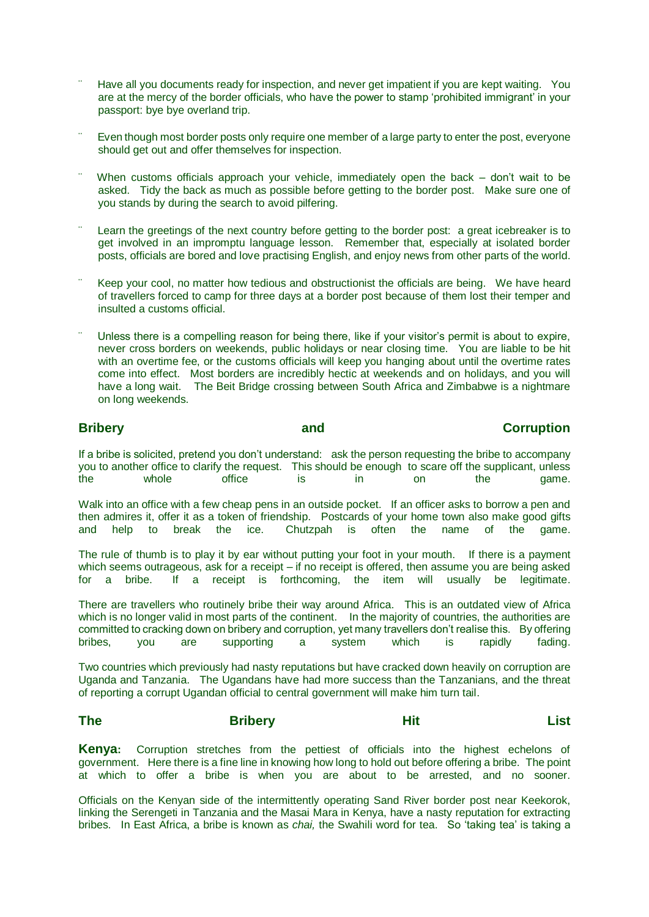- Have all you documents ready for inspection, and never get impatient if you are kept waiting. You are at the mercy of the border officials, who have the power to stamp 'prohibited immigrant' in your passport: bye bye overland trip.

- Even though most border posts only require one member of a large party to enter the post, everyone should get out and offer themselves for inspection.

- When customs officials approach your vehicle, immediately open the back – don't wait to be asked. Tidy the back as much as possible before getting to the border post. Make sure one of you stands by during the search to avoid pilfering.

- Learn the greetings of the next country before getting to the border post: a great icebreaker is to get involved in an impromptu language lesson. Remember that, especially at isolated border posts, officials are bored and love practising English, and enjoy news from other parts of the world.

- Keep your cool, no matter how tedious and obstructionist the officials are being. We have heard of travellers forced to camp for three days at a border post because of them lost their temper and insulted a customs official.

- Unless there is a compelling reason for being there, like if your visitor's permit is about to expire, never cross borders on weekends, public holidays or near closing time. You are liable to be hit with an overtime fee, or the customs officials will keep you hanging about until the overtime rates come into effect. Most borders are incredibly hectic at weekends and on holidays, and you will have a long wait. The Beit Bridge crossing between South Africa and Zimbabwe is a nightmare on long weekends.

## Bribery and Corruption

If a bribe is solicited, pretend you don't understand: ask the person requesting the bribe to accompany you to another office to clarify the request. This should be enough to scare off the supplicant, unless the whole office is in on the game.

Walk into an office with a few cheap pens in an outside pocket. If an officer asks to borrow a pen and then admires it, offer it as a token of friendship. Postcards of your home town also make good gifts and help to break the ice. Chutzpah is often the name of the game.

The rule of thumb is to play it by ear without putting your foot in your mouth. If there is a payment which seems outrageous, ask for a receipt – if no receipt is offered, then assume you are being asked for a bribe. If a receipt is forthcoming, the item will usually be legitimate.

There are travellers who routinely bribe their way around Africa. This is an outdated view of Africa which is no longer valid in most parts of the continent. In the majority of countries, the authorities are committed to cracking down on bribery and corruption, yet many travellers don't realise this. By offering bribes, you are supporting a system which is rapidly fading.

Two countries which previously had nasty reputations but have cracked down heavily on corruption are Uganda and Tanzania. The Ugandans have had more success than the Tanzanians, and the threat of reporting a corrupt Ugandan official to central government will make him turn tail.

## The Bribery Hit List

**Kenya:** Corruption stretches from the pettiest of officials into the highest echelons of government. Here there is a fine line in knowing how long to hold out before offering a bribe. The point at which to offer a bribe is when you are about to be arrested, and no sooner.

Officials on the Kenyan side of the intermittently operating Sand River border post near Keekorok, linking the Serengeti in Tanzania and the Masai Mara in Kenya, have a nasty reputation for extracting bribes. In East Africa, a bribe is known as *chai,* the Swahili word for tea. So 'taking tea' is taking a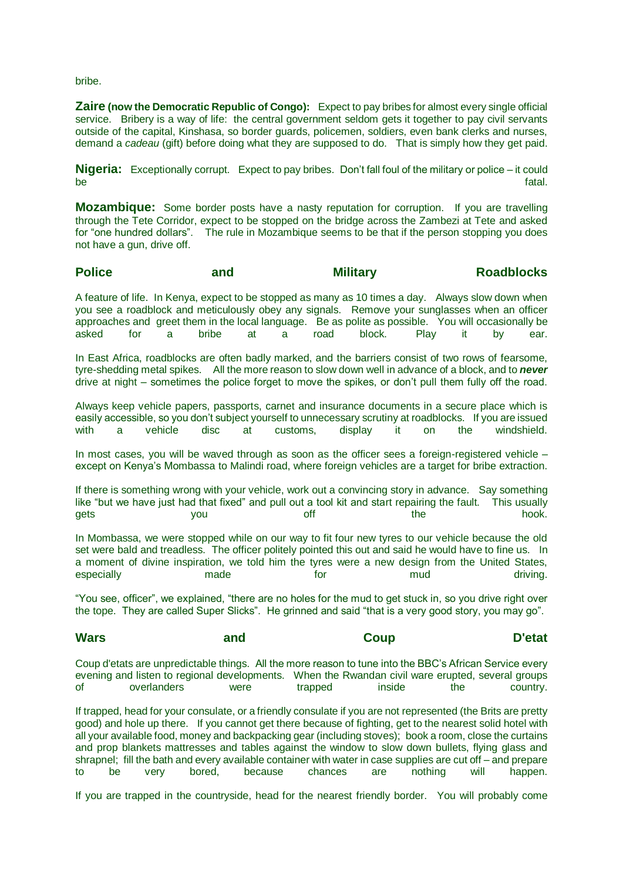bribe.

**Zaire (now the Democratic Republic of Congo):** Expect to pay bribes for almost every single official service. Bribery is a way of life: the central government seldom gets it together to pay civil servants outside of the capital, Kinshasa, so border guards, policemen, soldiers, even bank clerks and nurses, demand a *cadeau* (gift) before doing what they are supposed to do. That is simply how they get paid.

**Nigeria:** Exceptionally corrupt. Expect to pay bribes. Don't fall foul of the military or police – it could be fatal.

**Mozambique:** Some border posts have a nasty reputation for corruption. If you are travelling through the Tete Corridor, expect to be stopped on the bridge across the Zambezi at Tete and asked for "one hundred dollars". The rule in Mozambique seems to be that if the person stopping you does not have a gun, drive off.

## Police and Military Roadblocks

A feature of life. In Kenya, expect to be stopped as many as 10 times a day. Always slow down when you see a roadblock and meticulously obey any signals. Remove your sunglasses when an officer approaches and greet them in the local language. Be as polite as possible. You will occasionally be asked for a bribe at a road block. Play it by ear.

In East Africa, roadblocks are often badly marked, and the barriers consist of two rows of fearsome, tyre-shedding metal spikes. All the more reason to slow down well in advance of a block, and to ***never*** drive at night – sometimes the police forget to move the spikes, or don't pull them fully off the road.

Always keep vehicle papers, passports, carnet and insurance documents in a secure place which is easily accessible, so you don't subject yourself to unnecessary scrutiny at roadblocks. If you are issued with a vehicle disc at customs, display it on the windshield.

In most cases, you will be waved through as soon as the officer sees a foreign-registered vehicle – except on Kenya's Mombassa to Malindi road, where foreign vehicles are a target for bribe extraction.

If there is something wrong with your vehicle, work out a convincing story in advance. Say something like "but we have just had that fixed" and pull out a tool kit and start repairing the fault. This usually gets you off the hook.

In Mombassa, we were stopped while on our way to fit four new tyres to our vehicle because the old set were bald and treadless. The officer politely pointed this out and said he would have to fine us. In a moment of divine inspiration, we told him the tyres were a new design from the United States, especially made for mud driving.

"You see, officer", we explained, "there are no holes for the mud to get stuck in, so you drive right over the tope. They are called Super Slicks". He grinned and said "that is a very good story, you may go".

## Wars and Coup D'etat

Coup d'etats are unpredictable things. All the more reason to tune into the BBC's African Service every evening and listen to regional developments. When the Rwandan civil ware erupted, several groups of overlanders were trapped inside the country.

If trapped, head for your consulate, or a friendly consulate if you are not represented (the Brits are pretty good) and hole up there. If you cannot get there because of fighting, get to the nearest solid hotel with all your available food, money and backpacking gear (including stoves); book a room, close the curtains and prop blankets mattresses and tables against the window to slow down bullets, flying glass and shrapnel; fill the bath and every available container with water in case supplies are cut off – and prepare to be very bored, because chances are nothing will happen.

If you are trapped in the countryside, head for the nearest friendly border. You will probably come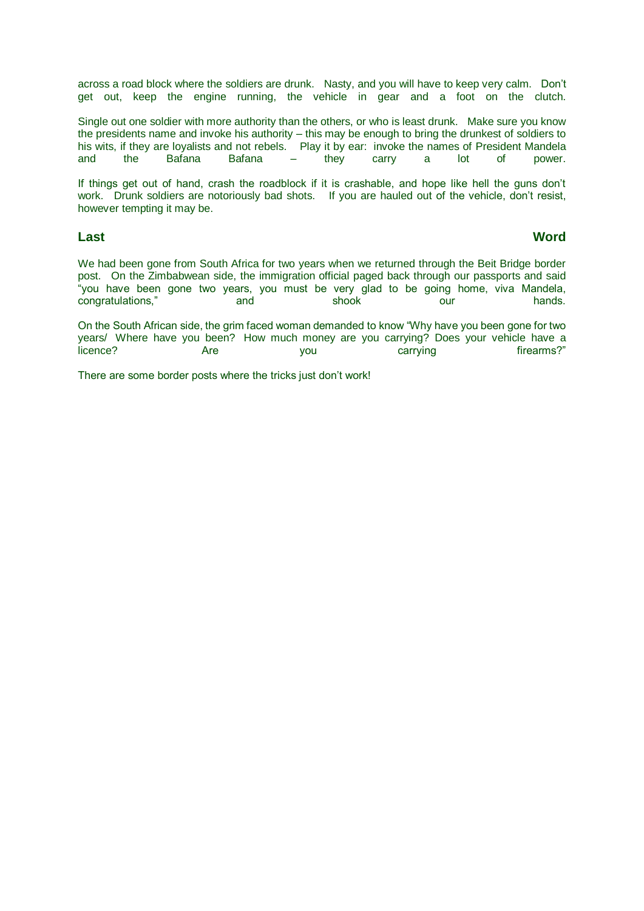across a road block where the soldiers are drunk. Nasty, and you will have to keep very calm. Don't get out, keep the engine running, the vehicle in gear and a foot on the clutch.

Single out one soldier with more authority than the others, or who is least drunk. Make sure you know the presidents name and invoke his authority – this may be enough to bring the drunkest of soldiers to his wits, if they are loyalists and not rebels. Play it by ear: invoke the names of President Mandela and the Bafana Bafana – they carry a lot of power.

If things get out of hand, crash the roadblock if it is crashable, and hope like hell the guns don't work. Drunk soldiers are notoriously bad shots. If you are hauled out of the vehicle, don't resist, however tempting it may be.

## Last Word

We had been gone from South Africa for two years when we returned through the Beit Bridge border post. On the Zimbabwean side, the immigration official paged back through our passports and said "you have been gone two years, you must be very glad to be going home, viva Mandela, congratulations," and shook our hands.

On the South African side, the grim faced woman demanded to know "Why have you been gone for two years/ Where have you been? How much money are you carrying? Does your vehicle have a licence? Are you carrying firearms?"

There are some border posts where the tricks just don't work!